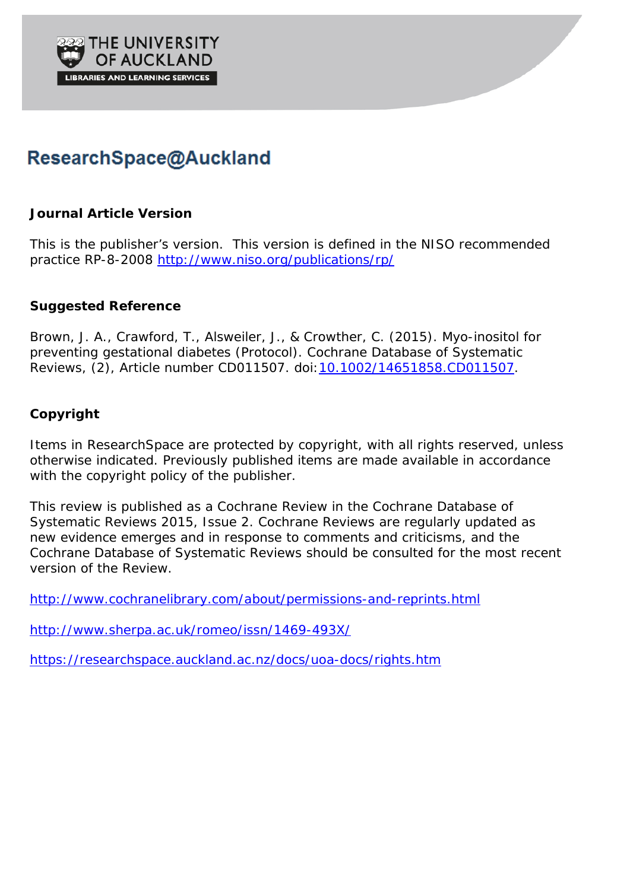THE UNIVERSITY OF AUCKLAND

LIBRARIES AND LEARNING SERVICES

# ResearchSpace@Auckland

## Journal Article Version

This is the publisher's version. This version is defined in the NISO recommended practice RP-8-2008 http://www.niso.org/publications/rp/

## Suggested Reference

Brown, J. A., Crawford, T., Alsweiler, J., & Crowther, C. (2015). Myo-inositol for preventing gestational diabetes (Protocol). Cochrane Database of Systematic Reviews, (2), Article number CD011507. doi:10.1002/14651858.CD011507.

## Copyright

Items in ResearchSpace are protected by copyright, with all rights reserved, unless otherwise indicated. Previously published items are made available in accordance with the copyright policy of the publisher.

This review is published as a Cochrane Review in the Cochrane Database of Systematic Reviews 2015, Issue 2. Cochrane Reviews are regularly updated as new evidence emerges and in response to comments and criticisms, and the Cochrane Database of Systematic Reviews should be consulted for the most recent version of the Review.

http://www.cochranelibrary.com/about/permissions-and-reprints.html

http://www.sherpa.ac.uk/romeo/issn/1469-493X/

https://researchspace.auckland.ac.nz/docs/uoa-docs/rights.htm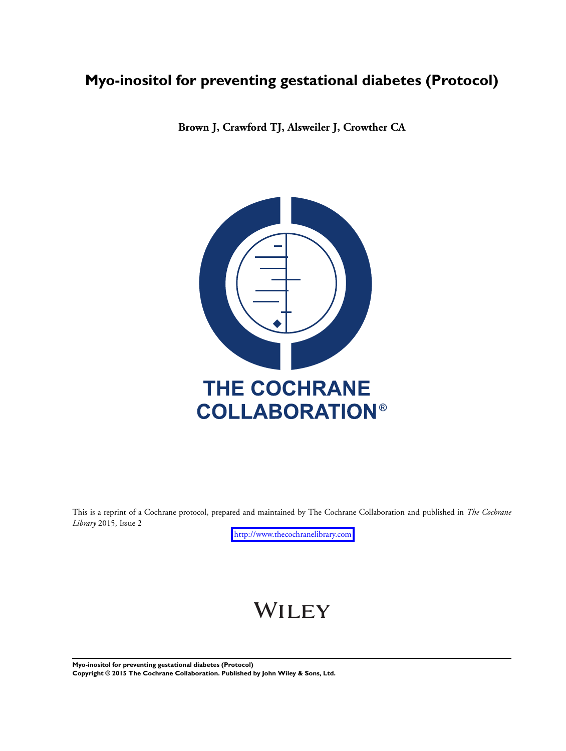# Myo-inositol for preventing gestational diabetes (Protocol)

**Brown J, Crawford TJ, Alsweiler J, Crowther CA**

THE COCHRANE COLLABORATION®

This is a reprint of a Cochrane protocol, prepared and maintained by The Cochrane Collaboration and published in *The Cochrane Library* 2015, Issue 2

http://www.thecochranelibrary.com

WILEY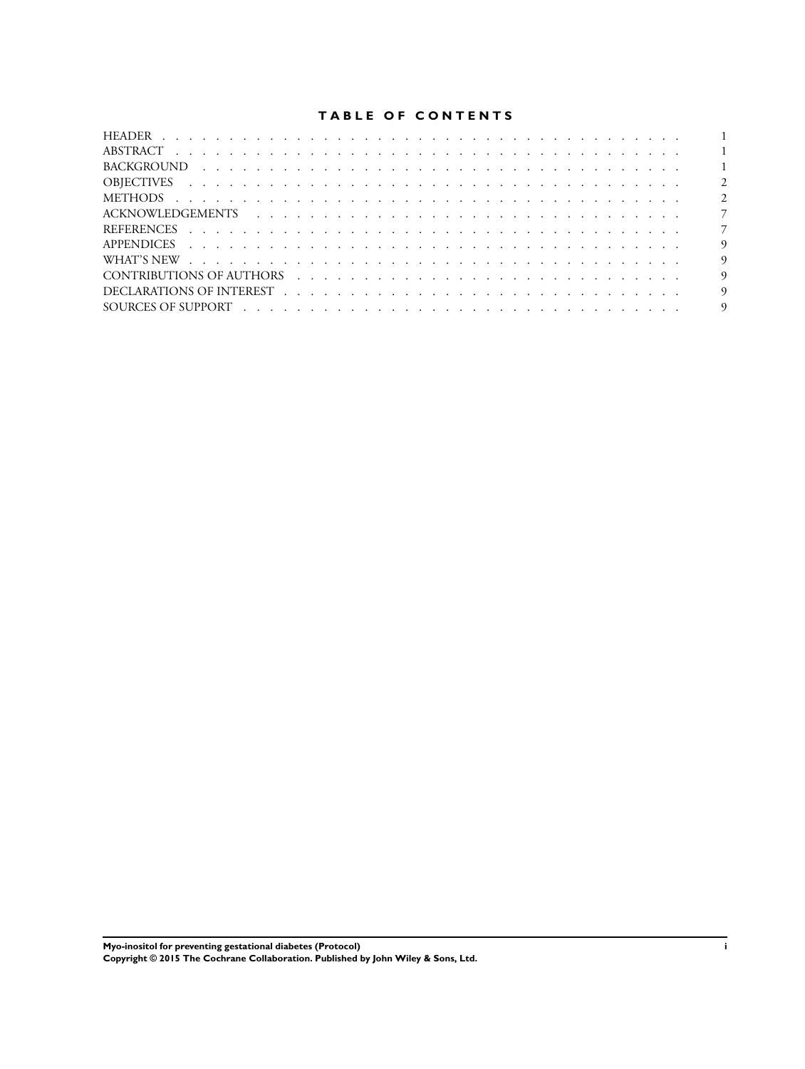# TABLE OF CONTENTS

| | |
|---|---|
| HEADER | 1 |
| ABSTRACT | 1 |
| BACKGROUND | 1 |
| OBJECTIVES | 2 |
| METHODS | 2 |
| ACKNOWLEDGEMENTS | 7 |
| REFERENCES | 7 |
| APPENDICES | 9 |
| WHAT'S NEW | 9 |
| CONTRIBUTIONS OF AUTHORS | 9 |
| DECLARATIONS OF INTEREST | 9 |
| SOURCES OF SUPPORT | 9 |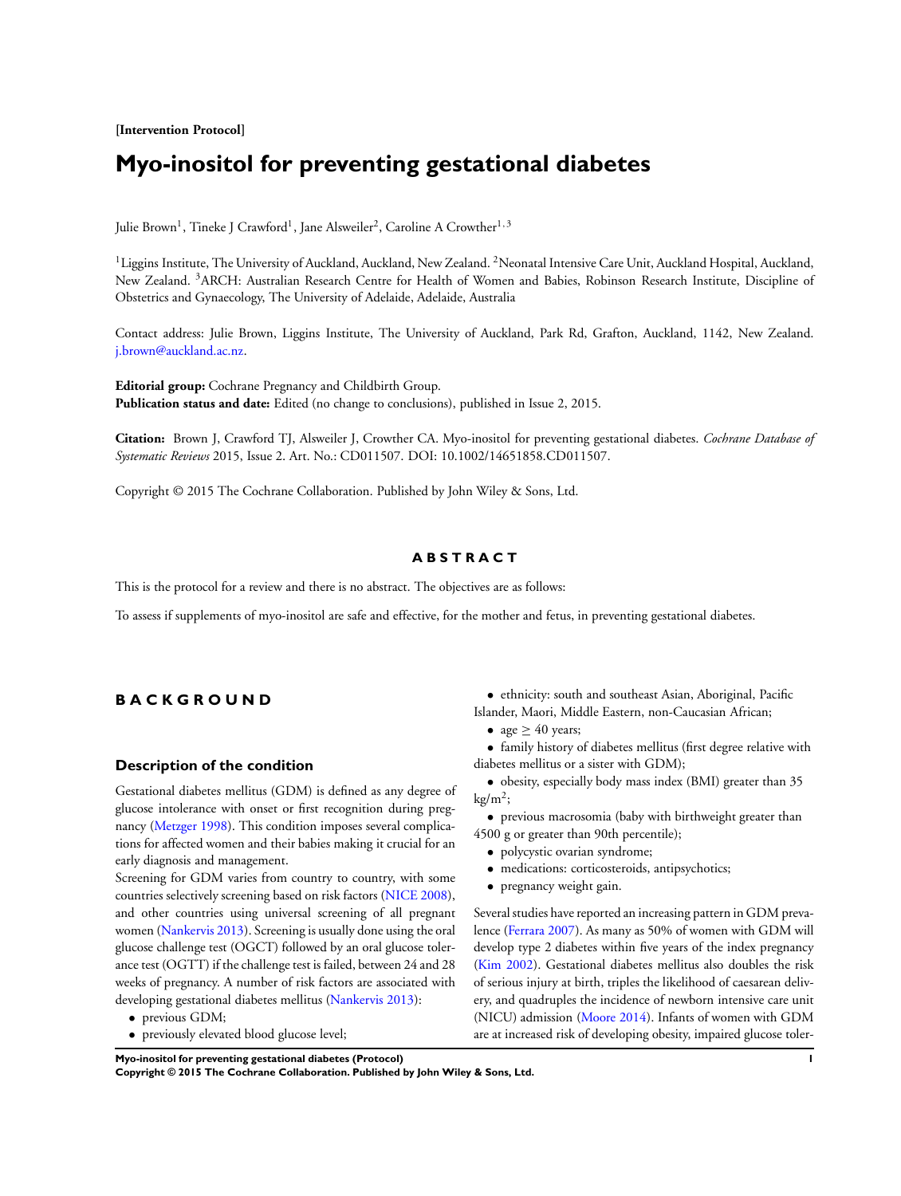[**Intervention Protocol**]

# Myo-inositol for preventing gestational diabetes

Julie Brown[1], Tineke J Crawford[1], Jane Alsweiler[2], Caroline A Crowther[1,3]

[1]Liggins Institute, The University of Auckland, Auckland, New Zealand. [2]Neonatal Intensive Care Unit, Auckland Hospital, Auckland, New Zealand. [3]ARCH: Australian Research Centre for Health of Women and Babies, Robinson Research Institute, Discipline of Obstetrics and Gynaecology, The University of Adelaide, Adelaide, Australia

Contact address: Julie Brown, Liggins Institute, The University of Auckland, Park Rd, Grafton, Auckland, 1142, New Zealand. j.brown@auckland.ac.nz.

**Editorial group:** Cochrane Pregnancy and Childbirth Group.
**Publication status and date:** Edited (no change to conclusions), published in Issue 2, 2015.

**Citation:** Brown J, Crawford TJ, Alsweiler J, Crowther CA. Myo-inositol for preventing gestational diabetes. *Cochrane Database of Systematic Reviews* 2015, Issue 2. Art. No.: CD011507. DOI: 10.1002/14651858.CD011507.

Copyright © 2015 The Cochrane Collaboration. Published by John Wiley & Sons, Ltd.

## ABSTRACT

This is the protocol for a review and there is no abstract. The objectives are as follows:

To assess if supplements of myo-inositol are safe and effective, for the mother and fetus, in preventing gestational diabetes.

## BACKGROUND

### Description of the condition

Gestational diabetes mellitus (GDM) is defined as any degree of glucose intolerance with onset or first recognition during pregnancy (Metzger 1998). This condition imposes several complications for affected women and their babies making it crucial for an early diagnosis and management.

Screening for GDM varies from country to country, with some countries selectively screening based on risk factors (NICE 2008), and other countries using universal screening of all pregnant women (Nankervis 2013). Screening is usually done using the oral glucose challenge test (OGCT) followed by an oral glucose tolerance test (OGTT) if the challenge test is failed, between 24 and 28 weeks of pregnancy. A number of risk factors are associated with developing gestational diabetes mellitus (Nankervis 2013):

- previous GDM;
- previously elevated blood glucose level;
- ethnicity: south and southeast Asian, Aboriginal, Pacific Islander, Maori, Middle Eastern, non-Caucasian African;
- age ≥ 40 years;
- family history of diabetes mellitus (first degree relative with diabetes mellitus or a sister with GDM);
- obesity, especially body mass index (BMI) greater than 35 $kg/m^2$;
- previous macrosomia (baby with birthweight greater than 4500 g or greater than 90th percentile);
- polycystic ovarian syndrome;
- medications: corticosteroids, antipsychotics;
- pregnancy weight gain.

Several studies have reported an increasing pattern in GDM prevalence (Ferrara 2007). As many as 50% of women with GDM will develop type 2 diabetes within five years of the index pregnancy (Kim 2002). Gestational diabetes mellitus also doubles the risk of serious injury at birth, triples the likelihood of caesarean delivery, and quadruples the incidence of newborn intensive care unit (NICU) admission (Moore 2014). Infants of women with GDM are at increased risk of developing obesity, impaired glucose toler-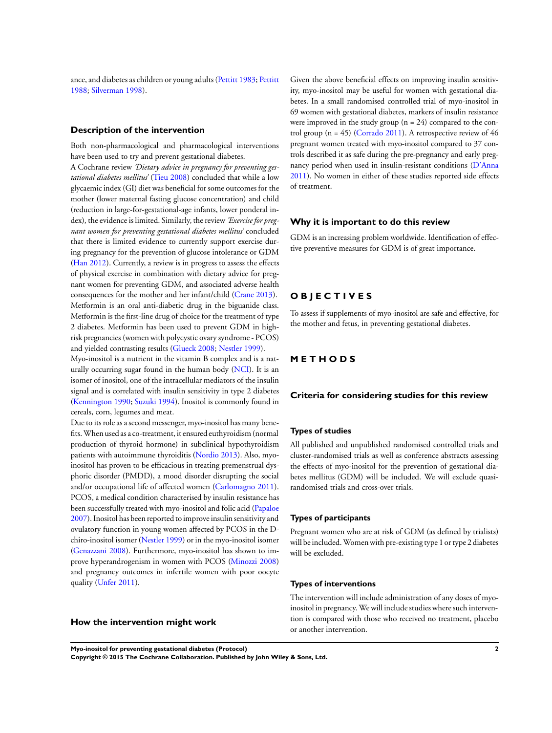ance, and diabetes as children or young adults (Pettitt 1983; Pettitt 1988; Silverman 1998).

## Description of the intervention

Both non-pharmacological and pharmacological interventions have been used to try and prevent gestational diabetes.

A Cochrane review *'Dietary advice in pregnancy for preventing gestational diabetes mellitus'* (Tieu 2008) concluded that while a low glycaemic index (GI) diet was beneficial for some outcomes for the mother (lower maternal fasting glucose concentration) and child (reduction in large-for-gestational-age infants, lower ponderal index), the evidence is limited. Similarly, the review *'Exercise for pregnant women for preventing gestational diabetes mellitus'* concluded that there is limited evidence to currently support exercise during pregnancy for the prevention of glucose intolerance or GDM (Han 2012). Currently, a review is in progress to assess the effects of physical exercise in combination with dietary advice for pregnant women for preventing GDM, and associated adverse health consequences for the mother and her infant/child (Crane 2013).

Metformin is an oral anti-diabetic drug in the biguanide class. Metformin is the first-line drug of choice for the treatment of type 2 diabetes. Metformin has been used to prevent GDM in high-risk pregnancies (women with polycystic ovary syndrome - PCOS) and yielded contrasting results (Glueck 2008; Nestler 1999).

Myo-inositol is a nutrient in the vitamin B complex and is a naturally occurring sugar found in the human body (NCI). It is an isomer of inositol, one of the intracellular mediators of the insulin signal and is correlated with insulin sensitivity in type 2 diabetes (Kennington 1990; Suzuki 1994). Inositol is commonly found in cereals, corn, legumes and meat.

Due to its role as a second messenger, myo-inositol has many benefits. When used as a co-treatment, it ensured euthyroidism (normal production of thyroid hormone) in subclinical hypothyroidism patients with autoimmune thyroiditis (Nordio 2013). Also, myo-inositol has proven to be efficacious in treating premenstrual dysphoric disorder (PMDD), a mood disorder disrupting the social and/or occupational life of affected women (Carlomagno 2011). PCOS, a medical condition characterised by insulin resistance has been successfully treated with myo-inositol and folic acid (Papaloe 2007). Inositol has been reported to improve insulin sensitivity and ovulatory function in young women affected by PCOS in the D-chiro-inositol isomer (Nestler 1999) or in the myo-inositol isomer (Genazzani 2008). Furthermore, myo-inositol has shown to improve hyperandrogenism in women with PCOS (Minozzi 2008) and pregnancy outcomes in infertile women with poor oocyte quality (Unfer 2011).

## How the intervention might work

Given the above beneficial effects on improving insulin sensitivity, myo-inositol may be useful for women with gestational diabetes. In a small randomised controlled trial of myo-inositol in 69 women with gestational diabetes, markers of insulin resistance were improved in the study group (n = 24) compared to the control group (n = 45) (Corrado 2011). A retrospective review of 46 pregnant women treated with myo-inositol compared to 37 controls described it as safe during the pre-pregnancy and early pregnancy period when used in insulin-resistant conditions (D'Anna 2011). No women in either of these studies reported side effects of treatment.

## Why it is important to do this review

GDM is an increasing problem worldwide. Identification of effective preventive measures for GDM is of great importance.

# OBJECTIVES

To assess if supplements of myo-inositol are safe and effective, for the mother and fetus, in preventing gestational diabetes.

# METHODS

## Criteria for considering studies for this review

### Types of studies

All published and unpublished randomised controlled trials and cluster-randomised trials as well as conference abstracts assessing the effects of myo-inositol for the prevention of gestational diabetes mellitus (GDM) will be included. We will exclude quasi-randomised trials and cross-over trials.

### Types of participants

Pregnant women who are at risk of GDM (as defined by trialists) will be included. Women with pre-existing type 1 or type 2 diabetes will be excluded.

### Types of interventions

The intervention will include administration of any doses of myo-inositol in pregnancy. We will include studies where such intervention is compared with those who received no treatment, placebo or another intervention.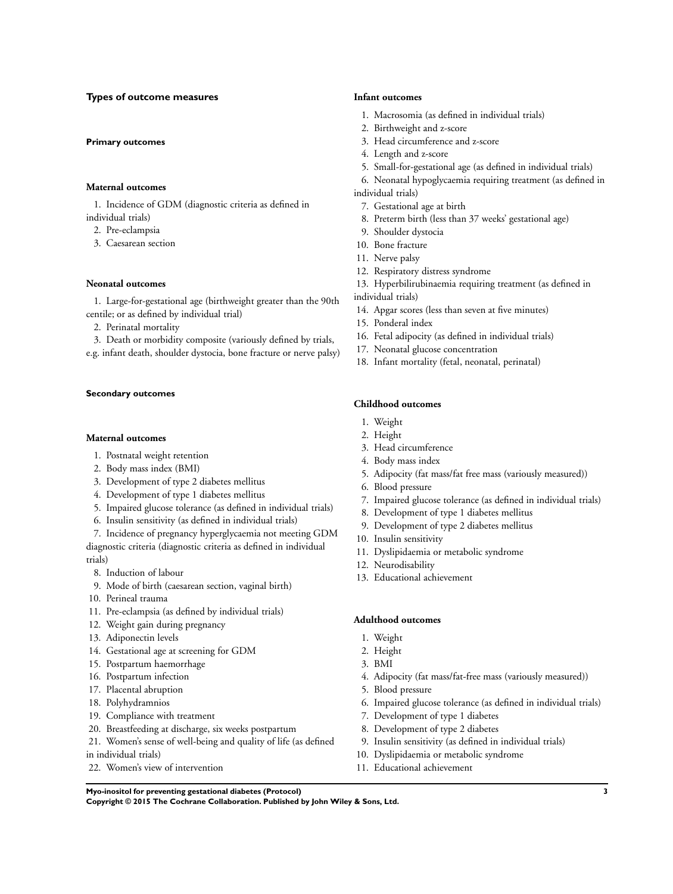### Types of outcome measures

#### Primary outcomes

##### Maternal outcomes

1. Incidence of GDM (diagnostic criteria as defined in individual trials)
2. Pre-eclampsia
3. Caesarean section

##### Neonatal outcomes

1. Large-for-gestational age (birthweight greater than the 90th centile; or as defined by individual trial)
2. Perinatal mortality
3. Death or morbidity composite (variously defined by trials, e.g. infant death, shoulder dystocia, bone fracture or nerve palsy)

#### Secondary outcomes

##### Maternal outcomes

1. Postnatal weight retention
2. Body mass index (BMI)
3. Development of type 2 diabetes mellitus
4. Development of type 1 diabetes mellitus
5. Impaired glucose tolerance (as defined in individual trials)
6. Insulin sensitivity (as defined in individual trials)
7. Incidence of pregnancy hyperglycaemia not meeting GDM diagnostic criteria (diagnostic criteria as defined in individual trials)
8. Induction of labour
9. Mode of birth (caesarean section, vaginal birth)
10. Perineal trauma
11. Pre-eclampsia (as defined by individual trials)
12. Weight gain during pregnancy
13. Adiponectin levels
14. Gestational age at screening for GDM
15. Postpartum haemorrhage
16. Postpartum infection
17. Placental abruption
18. Polyhydramnios
19. Compliance with treatment
20. Breastfeeding at discharge, six weeks postpartum
21. Women's sense of well-being and quality of life (as defined in individual trials)
22. Women's view of intervention

##### Infant outcomes

1. Macrosomia (as defined in individual trials)
2. Birthweight and z-score
3. Head circumference and z-score
4. Length and z-score
5. Small-for-gestational age (as defined in individual trials)
6. Neonatal hypoglycaemia requiring treatment (as defined in individual trials)
7. Gestational age at birth
8. Preterm birth (less than 37 weeks' gestational age)
9. Shoulder dystocia
10. Bone fracture
11. Nerve palsy
12. Respiratory distress syndrome
13. Hyperbilirubinaemia requiring treatment (as defined in individual trials)
14. Apgar scores (less than seven at five minutes)
15. Ponderal index
16. Fetal adipocity (as defined in individual trials)
17. Neonatal glucose concentration
18. Infant mortality (fetal, neonatal, perinatal)

##### Childhood outcomes

1. Weight
2. Height
3. Head circumference
4. Body mass index
5. Adipocity (fat mass/fat free mass (variously measured))
6. Blood pressure
7. Impaired glucose tolerance (as defined in individual trials)
8. Development of type 1 diabetes mellitus
9. Development of type 2 diabetes mellitus
10. Insulin sensitivity
11. Dyslipidaemia or metabolic syndrome
12. Neurodisability
13. Educational achievement

##### Adulthood outcomes

1. Weight
2. Height
3. BMI
4. Adipocity (fat mass/fat-free mass (variously measured))
5. Blood pressure
6. Impaired glucose tolerance (as defined in individual trials)
7. Development of type 1 diabetes
8. Development of type 2 diabetes
9. Insulin sensitivity (as defined in individual trials)
10. Dyslipidaemia or metabolic syndrome
11. Educational achievement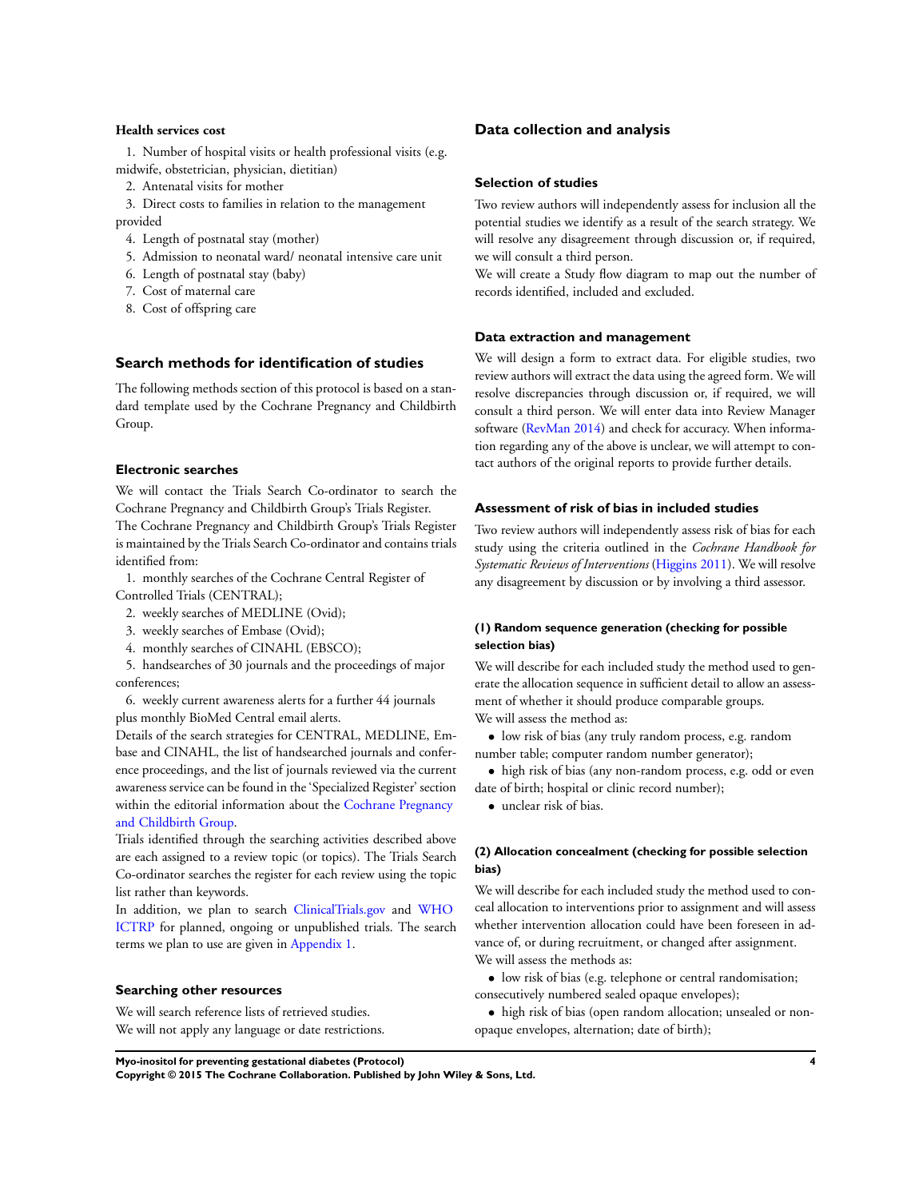#### Health services cost

1. Number of hospital visits or health professional visits (e.g. midwife, obstetrician, physician, dietitian)
2. Antenatal visits for mother
3. Direct costs to families in relation to the management provided
4. Length of postnatal stay (mother)
5. Admission to neonatal ward/ neonatal intensive care unit
6. Length of postnatal stay (baby)
7. Cost of maternal care
8. Cost of offspring care

## Search methods for identification of studies

The following methods section of this protocol is based on a standard template used by the Cochrane Pregnancy and Childbirth Group.

### Electronic searches

We will contact the Trials Search Co-ordinator to search the Cochrane Pregnancy and Childbirth Group's Trials Register.

The Cochrane Pregnancy and Childbirth Group's Trials Register is maintained by the Trials Search Co-ordinator and contains trials identified from:

1. monthly searches of the Cochrane Central Register of Controlled Trials (CENTRAL);
2. weekly searches of MEDLINE (Ovid);
3. weekly searches of Embase (Ovid);
4. monthly searches of CINAHL (EBSCO);
5. handsearches of 30 journals and the proceedings of major conferences;
6. weekly current awareness alerts for a further 44 journals plus monthly BioMed Central email alerts.

Details of the search strategies for CENTRAL, MEDLINE, Embase and CINAHL, the list of handsearched journals and conference proceedings, and the list of journals reviewed via the current awareness service can be found in the 'Specialized Register' section within the editorial information about the Cochrane Pregnancy and Childbirth Group.

Trials identified through the searching activities described above are each assigned to a review topic (or topics). The Trials Search Co-ordinator searches the register for each review using the topic list rather than keywords.

In addition, we plan to search ClinicalTrials.gov and WHO ICTRP for planned, ongoing or unpublished trials. The search terms we plan to use are given in Appendix 1.

### Searching other resources

We will search reference lists of retrieved studies.

We will not apply any language or date restrictions.

## Data collection and analysis

### Selection of studies

Two review authors will independently assess for inclusion all the potential studies we identify as a result of the search strategy. We will resolve any disagreement through discussion or, if required, we will consult a third person.

We will create a Study flow diagram to map out the number of records identified, included and excluded.

### Data extraction and management

We will design a form to extract data. For eligible studies, two review authors will extract the data using the agreed form. We will resolve discrepancies through discussion or, if required, we will consult a third person. We will enter data into Review Manager software (RevMan 2014) and check for accuracy. When information regarding any of the above is unclear, we will attempt to contact authors of the original reports to provide further details.

### Assessment of risk of bias in included studies

Two review authors will independently assess risk of bias for each study using the criteria outlined in the *Cochrane Handbook for Systematic Reviews of Interventions* (Higgins 2011). We will resolve any disagreement by discussion or by involving a third assessor.

#### (1) Random sequence generation (checking for possible selection bias)

We will describe for each included study the method used to generate the allocation sequence in sufficient detail to allow an assessment of whether it should produce comparable groups.

We will assess the method as:

- low risk of bias (any truly random process, e.g. random number table; computer random number generator);
- high risk of bias (any non-random process, e.g. odd or even date of birth; hospital or clinic record number);
- unclear risk of bias.

#### (2) Allocation concealment (checking for possible selection bias)

We will describe for each included study the method used to conceal allocation to interventions prior to assignment and will assess whether intervention allocation could have been foreseen in advance of, or during recruitment, or changed after assignment.

We will assess the methods as:

- low risk of bias (e.g. telephone or central randomisation; consecutively numbered sealed opaque envelopes);
- high risk of bias (open random allocation; unsealed or non-opaque envelopes, alternation; date of birth);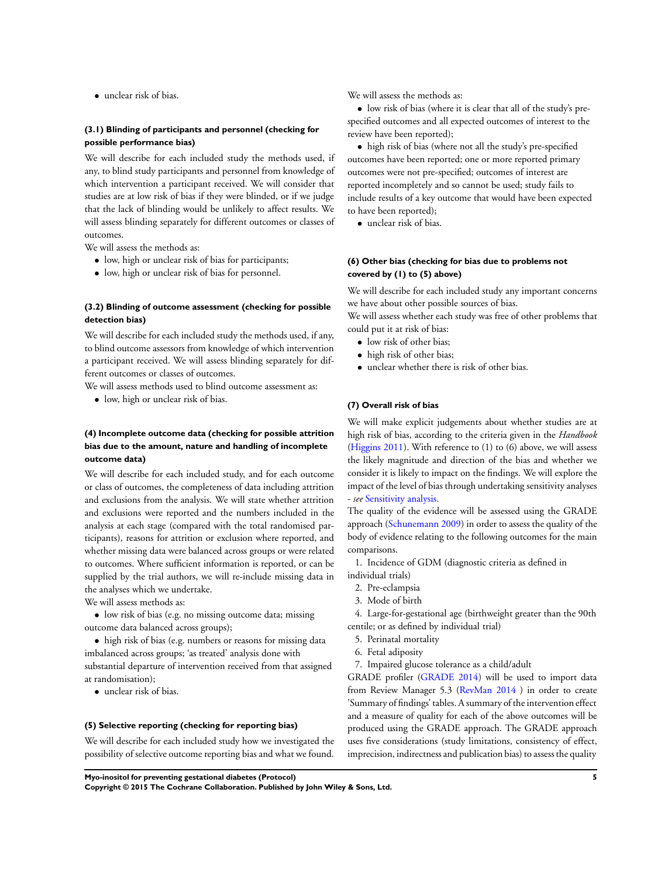- unclear risk of bias.

#### (3.1) Blinding of participants and personnel (checking for possible performance bias)

We will describe for each included study the methods used, if any, to blind study participants and personnel from knowledge of which intervention a participant received. We will consider that studies are at low risk of bias if they were blinded, or if we judge that the lack of blinding would be unlikely to affect results. We will assess blinding separately for different outcomes or classes of outcomes.

We will assess the methods as:

- low, high or unclear risk of bias for participants;
- low, high or unclear risk of bias for personnel.

#### (3.2) Blinding of outcome assessment (checking for possible detection bias)

We will describe for each included study the methods used, if any, to blind outcome assessors from knowledge of which intervention a participant received. We will assess blinding separately for different outcomes or classes of outcomes.

We will assess methods used to blind outcome assessment as:

- low, high or unclear risk of bias.

#### (4) Incomplete outcome data (checking for possible attrition bias due to the amount, nature and handling of incomplete outcome data)

We will describe for each included study, and for each outcome or class of outcomes, the completeness of data including attrition and exclusions from the analysis. We will state whether attrition and exclusions were reported and the numbers included in the analysis at each stage (compared with the total randomised participants), reasons for attrition or exclusion where reported, and whether missing data were balanced across groups or were related to outcomes. Where sufficient information is reported, or can be supplied by the trial authors, we will re-include missing data in the analyses which we undertake.

We will assess methods as:

- low risk of bias (e.g. no missing outcome data; missing outcome data balanced across groups);
- high risk of bias (e.g. numbers or reasons for missing data imbalanced across groups; 'as treated' analysis done with substantial departure of intervention received from that assigned at randomisation);
- unclear risk of bias.

#### (5) Selective reporting (checking for reporting bias)

We will describe for each included study how we investigated the possibility of selective outcome reporting bias and what we found.

We will assess the methods as:

- low risk of bias (where it is clear that all of the study's pre-specified outcomes and all expected outcomes of interest to the review have been reported);
- high risk of bias (where not all the study's pre-specified outcomes have been reported; one or more reported primary outcomes were not pre-specified; outcomes of interest are reported incompletely and so cannot be used; study fails to include results of a key outcome that would have been expected to have been reported);
- unclear risk of bias.

#### (6) Other bias (checking for bias due to problems not covered by (1) to (5) above)

We will describe for each included study any important concerns we have about other possible sources of bias.

We will assess whether each study was free of other problems that could put it at risk of bias:

- low risk of other bias;
- high risk of other bias;
- unclear whether there is risk of other bias.

#### (7) Overall risk of bias

We will make explicit judgements about whether studies are at high risk of bias, according to the criteria given in the *Handbook* (Higgins 2011). With reference to (1) to (6) above, we will assess the likely magnitude and direction of the bias and whether we consider it is likely to impact on the findings. We will explore the impact of the level of bias through undertaking sensitivity analyses - *see* Sensitivity analysis.

The quality of the evidence will be assessed using the GRADE approach (Schunemann 2009) in order to assess the quality of the body of evidence relating to the following outcomes for the main comparisons.

1. Incidence of GDM (diagnostic criteria as defined in individual trials)
2. Pre-eclampsia
3. Mode of birth
4. Large-for-gestational age (birthweight greater than the 90th centile; or as defined by individual trial)
5. Perinatal mortality
6. Fetal adiposity
7. Impaired glucose tolerance as a child/adult

GRADE profiler (GRADE 2014) will be used to import data from Review Manager 5.3 (RevMan 2014 ) in order to create 'Summary of findings' tables. A summary of the intervention effect and a measure of quality for each of the above outcomes will be produced using the GRADE approach. The GRADE approach uses five considerations (study limitations, consistency of effect, imprecision, indirectness and publication bias) to assess the quality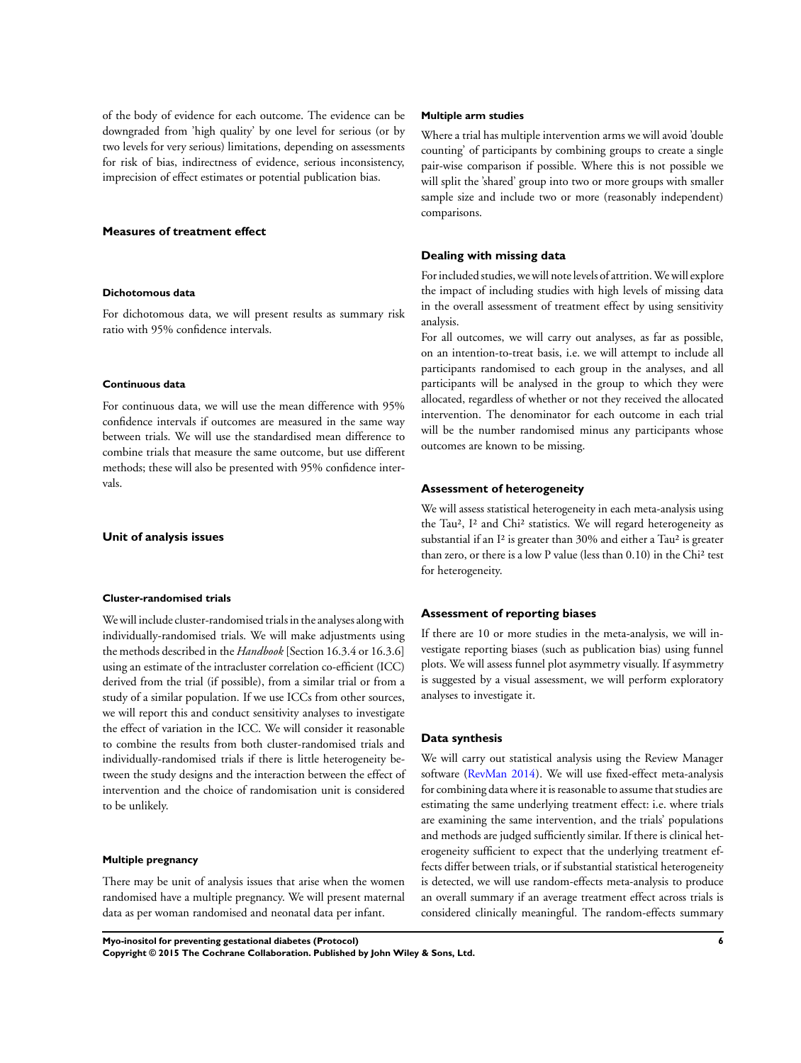of the body of evidence for each outcome. The evidence can be downgraded from 'high quality' by one level for serious (or by two levels for very serious) limitations, depending on assessments for risk of bias, indirectness of evidence, serious inconsistency, imprecision of effect estimates or potential publication bias.

## Measures of treatment effect

### Dichotomous data

For dichotomous data, we will present results as summary risk ratio with 95% confidence intervals.

### Continuous data

For continuous data, we will use the mean difference with 95% confidence intervals if outcomes are measured in the same way between trials. We will use the standardised mean difference to combine trials that measure the same outcome, but use different methods; these will also be presented with 95% confidence intervals.

## Unit of analysis issues

### Cluster-randomised trials

We will include cluster-randomised trials in the analyses along with individually-randomised trials. We will make adjustments using the methods described in the *Handbook* [Section 16.3.4 or 16.3.6] using an estimate of the intracluster correlation co-efficient (ICC) derived from the trial (if possible), from a similar trial or from a study of a similar population. If we use ICCs from other sources, we will report this and conduct sensitivity analyses to investigate the effect of variation in the ICC. We will consider it reasonable to combine the results from both cluster-randomised trials and individually-randomised trials if there is little heterogeneity between the study designs and the interaction between the effect of intervention and the choice of randomisation unit is considered to be unlikely.

### Multiple pregnancy

There may be unit of analysis issues that arise when the women randomised have a multiple pregnancy. We will present maternal data as per woman randomised and neonatal data per infant.

### Multiple arm studies

Where a trial has multiple intervention arms we will avoid 'double counting' of participants by combining groups to create a single pair-wise comparison if possible. Where this is not possible we will split the 'shared' group into two or more groups with smaller sample size and include two or more (reasonably independent) comparisons.

## Dealing with missing data

For included studies, we will note levels of attrition. We will explore the impact of including studies with high levels of missing data in the overall assessment of treatment effect by using sensitivity analysis.

For all outcomes, we will carry out analyses, as far as possible, on an intention-to-treat basis, i.e. we will attempt to include all participants randomised to each group in the analyses, and all participants will be analysed in the group to which they were allocated, regardless of whether or not they received the allocated intervention. The denominator for each outcome in each trial will be the number randomised minus any participants whose outcomes are known to be missing.

## Assessment of heterogeneity

We will assess statistical heterogeneity in each meta-analysis using the $Tau^2$, $I^2$ and $Chi^2$ statistics. We will regard heterogeneity as substantial if an $I^2$ is greater than 30% and either a $Tau^2$ is greater than zero, or there is a low P value (less than 0.10) in the $Chi^2$ test for heterogeneity.

## Assessment of reporting biases

If there are 10 or more studies in the meta-analysis, we will investigate reporting biases (such as publication bias) using funnel plots. We will assess funnel plot asymmetry visually. If asymmetry is suggested by a visual assessment, we will perform exploratory analyses to investigate it.

## Data synthesis

We will carry out statistical analysis using the Review Manager software (RevMan 2014). We will use fixed-effect meta-analysis for combining data where it is reasonable to assume that studies are estimating the same underlying treatment effect: i.e. where trials are examining the same intervention, and the trials' populations and methods are judged sufficiently similar. If there is clinical heterogeneity sufficient to expect that the underlying treatment effects differ between trials, or if substantial statistical heterogeneity is detected, we will use random-effects meta-analysis to produce an overall summary if an average treatment effect across trials is considered clinically meaningful. The random-effects summary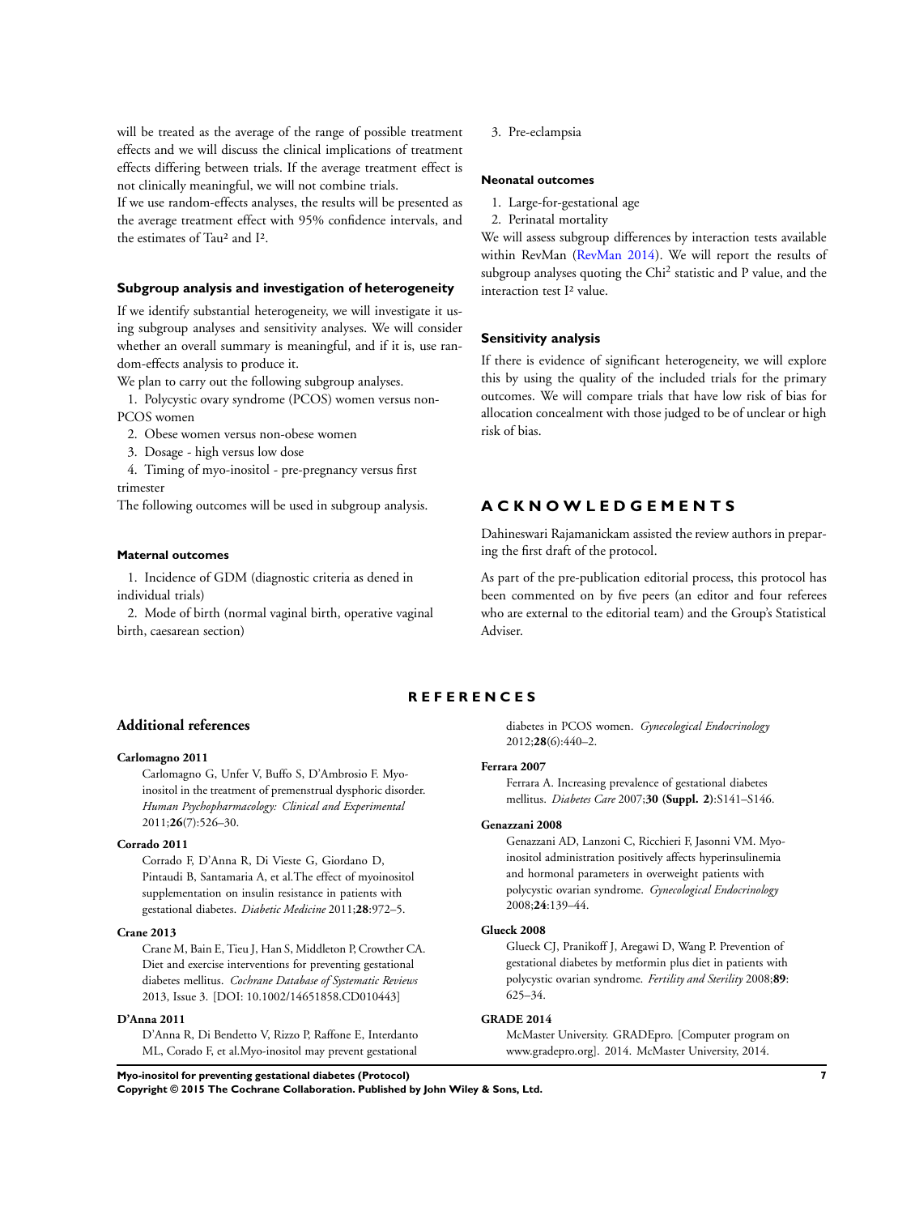will be treated as the average of the range of possible treatment effects and we will discuss the clinical implications of treatment effects differing between trials. If the average treatment effect is not clinically meaningful, we will not combine trials.

If we use random-effects analyses, the results will be presented as the average treatment effect with 95% confidence intervals, and the estimates of $Tau^2$ and $I^2$.

### Subgroup analysis and investigation of heterogeneity

If we identify substantial heterogeneity, we will investigate it using subgroup analyses and sensitivity analyses. We will consider whether an overall summary is meaningful, and if it is, use random-effects analysis to produce it.

We plan to carry out the following subgroup analyses.

1. Polycystic ovary syndrome (PCOS) women versus non-PCOS women
2. Obese women versus non-obese women
3. Dosage - high versus low dose
4. Timing of myo-inositol - pre-pregnancy versus first trimester

The following outcomes will be used in subgroup analysis.

#### Maternal outcomes

1. Incidence of GDM (diagnostic criteria as dened in individual trials)
2. Mode of birth (normal vaginal birth, operative vaginal birth, caesarean section)
3. Pre-eclampsia

#### Neonatal outcomes

1. Large-for-gestational age
2. Perinatal mortality

We will assess subgroup differences by interaction tests available within RevMan (RevMan 2014). We will report the results of subgroup analyses quoting the $Chi^2$ statistic and P value, and the interaction test $I^2$ value.

### Sensitivity analysis

If there is evidence of significant heterogeneity, we will explore this by using the quality of the included trials for the primary outcomes. We will compare trials that have low risk of bias for allocation concealment with those judged to be of unclear or high risk of bias.

# ACKNOWLEDGEMENTS

Dahineswari Rajamanickam assisted the review authors in preparing the first draft of the protocol.

As part of the pre-publication editorial process, this protocol has been commented on by five peers (an editor and four referees who are external to the editorial team) and the Group's Statistical Adviser.

# REFERENCES

## Additional references

**Carlomagno 2011**
Carlomagno G, Unfer V, Buffo S, D'Ambrosio F. Myo-inositol in the treatment of premenstrual dysphoric disorder. *Human Psychopharmacology: Clinical and Experimental* 2011;**26**(7):526–30.

**Corrado 2011**
Corrado F, D'Anna R, Di Vieste G, Giordano D, Pintaudi B, Santamaria A, et al.The effect of myoinositol supplementation on insulin resistance in patients with gestational diabetes. *Diabetic Medicine* 2011;**28**:972–5.

**Crane 2013**
Crane M, Bain E, Tieu J, Han S, Middleton P, Crowther CA. Diet and exercise interventions for preventing gestational diabetes mellitus. *Cochrane Database of Systematic Reviews* 2013, Issue 3. [DOI: 10.1002/14651858.CD010443]

**D'Anna 2011**
D'Anna R, Di Bendetto V, Rizzo P, Raffone E, Interdanto ML, Corado F, et al.Myo-inositol may prevent gestational diabetes in PCOS women. *Gynecological Endocrinology* 2012;**28**(6):440–2.

**Ferrara 2007**
Ferrara A. Increasing prevalence of gestational diabetes mellitus. *Diabetes Care* 2007;**30 (Suppl. 2)**:S141–S146.

**Genazzani 2008**
Genazzani AD, Lanzoni C, Ricchieri F, Jasonni VM. Myo-inositol administration positively affects hyperinsulinemia and hormonal parameters in overweight patients with polycystic ovarian syndrome. *Gynecological Endocrinology* 2008;**24**:139–44.

**Glueck 2008**
Glueck CJ, Pranikoff J, Aregawi D, Wang P. Prevention of gestational diabetes by metformin plus diet in patients with polycystic ovarian syndrome. *Fertility and Sterility* 2008;**89**: 625–34.

**GRADE 2014**
McMaster University. GRADEpro. [Computer program on www.gradepro.org]. 2014. McMaster University, 2014.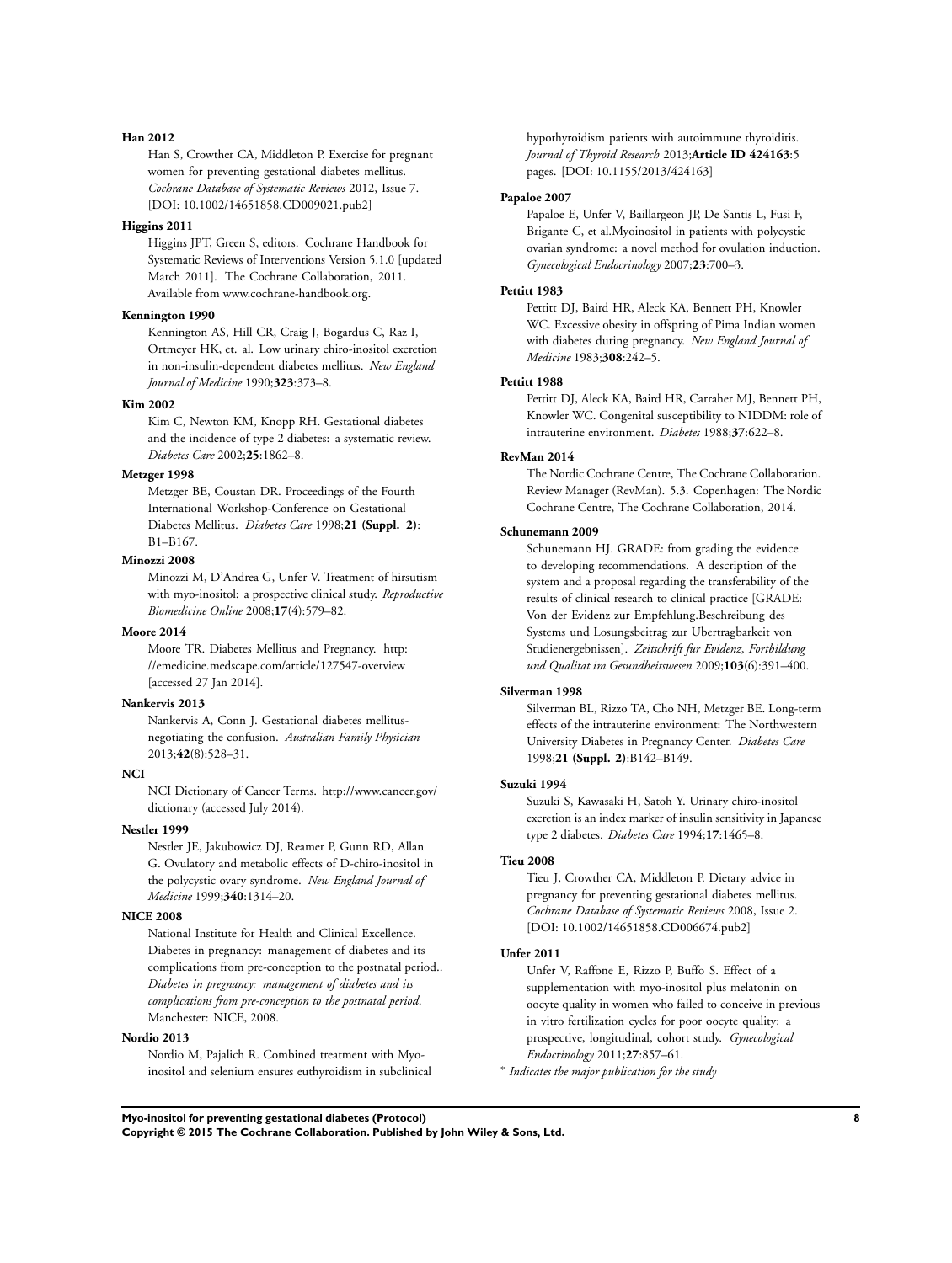**Han 2012**

Han S, Crowther CA, Middleton P. Exercise for pregnant women for preventing gestational diabetes mellitus. *Cochrane Database of Systematic Reviews* 2012, Issue 7. [DOI: 10.1002/14651858.CD009021.pub2]

**Higgins 2011**

Higgins JPT, Green S, editors. Cochrane Handbook for Systematic Reviews of Interventions Version 5.1.0 [updated March 2011]. The Cochrane Collaboration, 2011. Available from www.cochrane-handbook.org.

**Kennington 1990**

Kennington AS, Hill CR, Craig J, Bogardus C, Raz I, Ortmeyer HK, et. al. Low urinary chiro-inositol excretion in non-insulin-dependent diabetes mellitus. *New England Journal of Medicine* 1990;**323**:373–8.

**Kim 2002**

Kim C, Newton KM, Knopp RH. Gestational diabetes and the incidence of type 2 diabetes: a systematic review. *Diabetes Care* 2002;**25**:1862–8.

**Metzger 1998**

Metzger BE, Coustan DR. Proceedings of the Fourth International Workshop-Conference on Gestational Diabetes Mellitus. *Diabetes Care* 1998;**21 (Suppl. 2)**: B1–B167.

**Minozzi 2008**

Minozzi M, D'Andrea G, Unfer V. Treatment of hirsutism with myo-inositol: a prospective clinical study. *Reproductive Biomedicine Online* 2008;**17**(4):579–82.

**Moore 2014**

Moore TR. Diabetes Mellitus and Pregnancy. http://emedicine.medscape.com/article/127547-overview [accessed 27 Jan 2014].

**Nankervis 2013**

Nankervis A, Conn J. Gestational diabetes mellitus-negotiating the confusion. *Australian Family Physician* 2013;**42**(8):528–31.

**NCI**

NCI Dictionary of Cancer Terms. http://www.cancer.gov/dictionary (accessed July 2014).

**Nestler 1999**

Nestler JE, Jakubowicz DJ, Reamer P, Gunn RD, Allan G. Ovulatory and metabolic effects of D-chiro-inositol in the polycystic ovary syndrome. *New England Journal of Medicine* 1999;**340**:1314–20.

**NICE 2008**

National Institute for Health and Clinical Excellence. Diabetes in pregnancy: management of diabetes and its complications from pre-conception to the postnatal period.. *Diabetes in pregnancy: management of diabetes and its complications from pre-conception to the postnatal period*. Manchester: NICE, 2008.

**Nordio 2013**

Nordio M, Pajalich R. Combined treatment with Myo-inositol and selenium ensures euthyroidism in subclinical hypothyroidism patients with autoimmune thyroiditis. *Journal of Thyroid Research* 2013;**Article ID 424163**:5 pages. [DOI: 10.1155/2013/424163]

**Papaloe 2007**

Papaloe E, Unfer V, Baillargeon JP, De Santis L, Fusi F, Brigante C, et al.Myoinositol in patients with polycystic ovarian syndrome: a novel method for ovulation induction. *Gynecological Endocrinology* 2007;**23**:700–3.

**Pettitt 1983**

Pettitt DJ, Baird HR, Aleck KA, Bennett PH, Knowler WC. Excessive obesity in offspring of Pima Indian women with diabetes during pregnancy. *New England Journal of Medicine* 1983;**308**:242–5.

**Pettitt 1988**

Pettitt DJ, Aleck KA, Baird HR, Carraher MJ, Bennett PH, Knowler WC. Congenital susceptibility to NIDDM: role of intrauterine environment. *Diabetes* 1988;**37**:622–8.

**RevMan 2014**

The Nordic Cochrane Centre, The Cochrane Collaboration. Review Manager (RevMan). 5.3. Copenhagen: The Nordic Cochrane Centre, The Cochrane Collaboration, 2014.

**Schunemann 2009**

Schunemann HJ. GRADE: from grading the evidence to developing recommendations. A description of the system and a proposal regarding the transferability of the results of clinical research to clinical practice [GRADE: Von der Evidenz zur Empfehlung.Beschreibung des Systems und Losungsbeitrag zur Ubertragbarkeit von Studienergebnissen]. *Zeitschrift fur Evidenz, Fortbildung und Qualitat im Gesundheitswesen* 2009;**103**(6):391–400.

**Silverman 1998**

Silverman BL, Rizzo TA, Cho NH, Metzger BE. Long-term effects of the intrauterine environment: The Northwestern University Diabetes in Pregnancy Center. *Diabetes Care* 1998;**21 (Suppl. 2)**:B142–B149.

**Suzuki 1994**

Suzuki S, Kawasaki H, Satoh Y. Urinary chiro-inositol excretion is an index marker of insulin sensitivity in Japanese type 2 diabetes. *Diabetes Care* 1994;**17**:1465–8.

**Tieu 2008**

Tieu J, Crowther CA, Middleton P. Dietary advice in pregnancy for preventing gestational diabetes mellitus. *Cochrane Database of Systematic Reviews* 2008, Issue 2. [DOI: 10.1002/14651858.CD006674.pub2]

**Unfer 2011**

Unfer V, Raffone E, Rizzo P, Buffo S. Effect of a supplementation with myo-inositol plus melatonin on oocyte quality in women who failed to conceive in previous in vitro fertilization cycles for poor oocyte quality: a prospective, longitudinal, cohort study. *Gynecological Endocrinology* 2011;**27**:857–61.

* *Indicates the major publication for the study*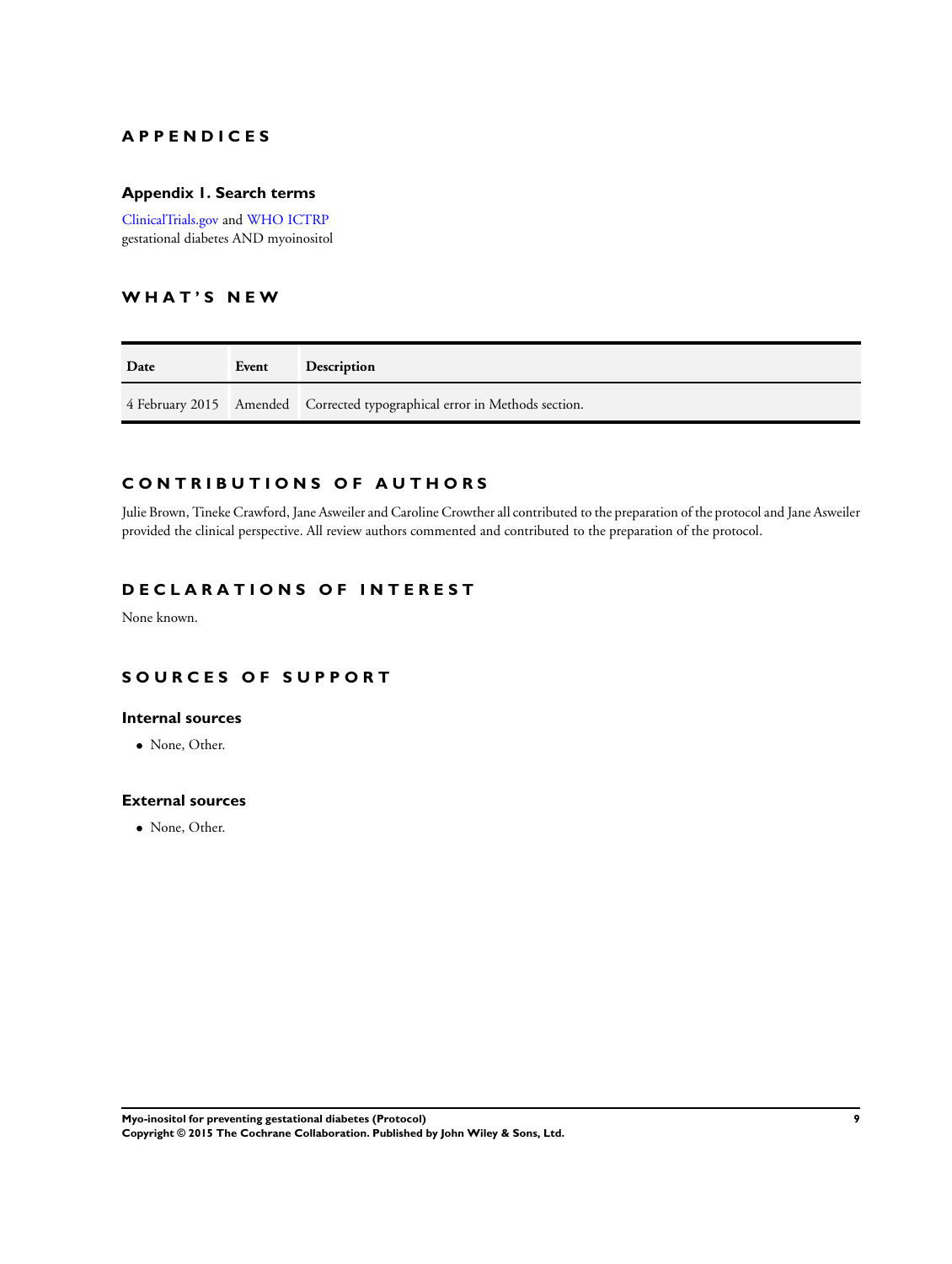# APPENDICES

## Appendix 1. Search terms

ClinicalTrials.gov and WHO ICTRP
gestational diabetes AND myoinositol

# WHAT'S NEW

| Date | Event | Description |
|---|---|---|
| 4 February 2015 | Amended | Corrected typographical error in Methods section. |

# CONTRIBUTIONS OF AUTHORS

Julie Brown, Tineke Crawford, Jane Asweiler and Caroline Crowther all contributed to the preparation of the protocol and Jane Asweiler provided the clinical perspective. All review authors commented and contributed to the preparation of the protocol.

# DECLARATIONS OF INTEREST

None known.

# SOURCES OF SUPPORT

## Internal sources

- None, Other.

## External sources

- None, Other.